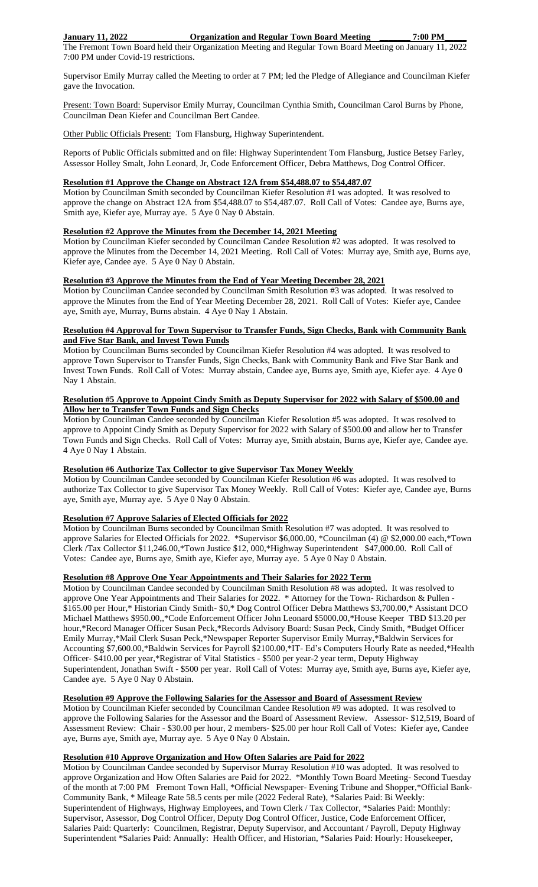**January 11, 2022 Organization and Regular Town Board Meeting 7:00 PM**

The Fremont Town Board held their Organization Meeting and Regular Town Board Meeting on January 11, 2022 7:00 PM under Covid-19 restrictions.

Supervisor Emily Murray called the Meeting to order at 7 PM; led the Pledge of Allegiance and Councilman Kiefer gave the Invocation.

Present: Town Board: Supervisor Emily Murray, Councilman Cynthia Smith, Councilman Carol Burns by Phone, Councilman Dean Kiefer and Councilman Bert Candee.

Other Public Officials Present: Tom Flansburg, Highway Superintendent.

Reports of Public Officials submitted and on file: Highway Superintendent Tom Flansburg, Justice Betsey Farley, Assessor Holley Smalt, John Leonard, Jr, Code Enforcement Officer, Debra Matthews, Dog Control Officer.

**Resolution #1 Approve the Change on Abstract 12A from $54,488.07 to $54,487.07**

Motion by Councilman Smith seconded by Councilman Kiefer Resolution #1 was adopted. It was resolved to approve the change on Abstract 12A from $54,488.07 to $54,487.07. Roll Call of Votes: Candee aye, Burns aye, Smith aye, Kiefer aye, Murray aye. 5 Aye 0 Nay 0 Abstain.

**Resolution #2 Approve the Minutes from the December 14, 2021 Meeting**

Motion by Councilman Kiefer seconded by Councilman Candee Resolution #2 was adopted. It was resolved to approve the Minutes from the December 14, 2021 Meeting. Roll Call of Votes: Murray aye, Smith aye, Burns aye, Kiefer aye, Candee aye. 5 Aye 0 Nay 0 Abstain.

**Resolution #3 Approve the Minutes from the End of Year Meeting December 28, 2021**

Motion by Councilman Candee seconded by Councilman Smith Resolution #3 was adopted. It was resolved to approve the Minutes from the End of Year Meeting December 28, 2021. Roll Call of Votes: Kiefer aye, Candee aye, Smith aye, Murray, Burns abstain. 4 Aye 0 Nay 1 Abstain.

**Resolution #4 Approval for Town Supervisor to Transfer Funds, Sign Checks, Bank with Community Bank and Five Star Bank, and Invest Town Funds**

Motion by Councilman Burns seconded by Councilman Kiefer Resolution #4 was adopted. It was resolved to approve Town Supervisor to Transfer Funds, Sign Checks, Bank with Community Bank and Five Star Bank and Invest Town Funds. Roll Call of Votes: Murray abstain, Candee aye, Burns aye, Smith aye, Kiefer aye. 4 Aye 0 Nay 1 Abstain.

**Resolution #5 Approve to Appoint Cindy Smith as Deputy Supervisor for 2022 with Salary of $500.00 and Allow her to Transfer Town Funds and Sign Checks**

Motion by Councilman Candee seconded by Councilman Kiefer Resolution #5 was adopted. It was resolved to approve to Appoint Cindy Smith as Deputy Supervisor for 2022 with Salary of $500.00 and allow her to Transfer Town Funds and Sign Checks. Roll Call of Votes: Murray aye, Smith abstain, Burns aye, Kiefer aye, Candee aye. 4 Aye 0 Nay 1 Abstain.

**Resolution #6 Authorize Tax Collector to give Supervisor Tax Money Weekly**

Motion by Councilman Candee seconded by Councilman Kiefer Resolution #6 was adopted. It was resolved to authorize Tax Collector to give Supervisor Tax Money Weekly. Roll Call of Votes: Kiefer aye, Candee aye, Burns aye, Smith aye, Murray aye. 5 Aye 0 Nay 0 Abstain.

**Resolution #7 Approve Salaries of Elected Officials for 2022**

Motion by Councilman Burns seconded by Councilman Smith Resolution #7 was adopted. It was resolved to approve Salaries for Elected Officials for 2022. *Supervisor $6,000.00, *Councilman (4) @ $2,000.00 each,*Town Clerk /Tax Collector $11,246.00,*Town Justice $12, 000,*Highway Superintendent $47,000.00. Roll Call of Votes: Candee aye, Burns aye, Smith aye, Kiefer aye, Murray aye. 5 Aye 0 Nay 0 Abstain.

**Resolution #8 Approve One Year Appointments and Their Salaries for 2022 Term**

Motion by Councilman Candee seconded by Councilman Smith Resolution #8 was adopted. It was resolved to approve One Year Appointments and Their Salaries for 2022. * Attorney for the Town- Richardson & Pullen - $165.00 per Hour,* Historian Cindy Smith- $0,* Dog Control Officer Debra Matthews $3,700.00,* Assistant DCO Michael Matthews $950.00,,*Code Enforcement Officer John Leonard $5000.00,*House Keeper TBD $13.20 per hour,*Record Manager Officer Susan Peck,*Records Advisory Board: Susan Peck, Cindy Smith, *Budget Officer Emily Murray,*Mail Clerk Susan Peck,*Newspaper Reporter Supervisor Emily Murray,*Baldwin Services for Accounting $7,600.00,*Baldwin Services for Payroll $2100.00,*IT- Ed's Computers Hourly Rate as needed,*Health Officer- $410.00 per year,*Registrar of Vital Statistics - $500 per year-2 year term, Deputy Highway Superintendent, Jonathan Swift - $500 per year. Roll Call of Votes: Murray aye, Smith aye, Burns aye, Kiefer aye, Candee aye. 5 Aye 0 Nay 0 Abstain.

**Resolution #9 Approve the Following Salaries for the Assessor and Board of Assessment Review**

Motion by Councilman Kiefer seconded by Councilman Candee Resolution #9 was adopted. It was resolved to approve the Following Salaries for the Assessor and the Board of Assessment Review. Assessor- $12,519, Board of Assessment Review: Chair - $30.00 per hour, 2 members- $25.00 per hour Roll Call of Votes: Kiefer aye, Candee aye, Burns aye, Smith aye, Murray aye. 5 Aye 0 Nay 0 Abstain.

**Resolution #10 Approve Organization and How Often Salaries are Paid for 2022**

Motion by Councilman Candee seconded by Supervisor Murray Resolution #10 was adopted. It was resolved to approve Organization and How Often Salaries are Paid for 2022. *Monthly Town Board Meeting- Second Tuesday of the month at 7:00 PM Fremont Town Hall, *Official Newspaper- Evening Tribune and Shopper,*Official Bank- Community Bank, * Mileage Rate 58.5 cents per mile (2022 Federal Rate), *Salaries Paid: Bi Weekly: Superintendent of Highways, Highway Employees, and Town Clerk / Tax Collector, *Salaries Paid: Monthly: Supervisor, Assessor, Dog Control Officer, Deputy Dog Control Officer, Justice, Code Enforcement Officer, Salaries Paid: Quarterly: Councilmen, Registrar, Deputy Supervisor, and Accountant / Payroll, Deputy Highway Superintendent *Salaries Paid: Annually: Health Officer, and Historian, *Salaries Paid: Hourly: Housekeeper,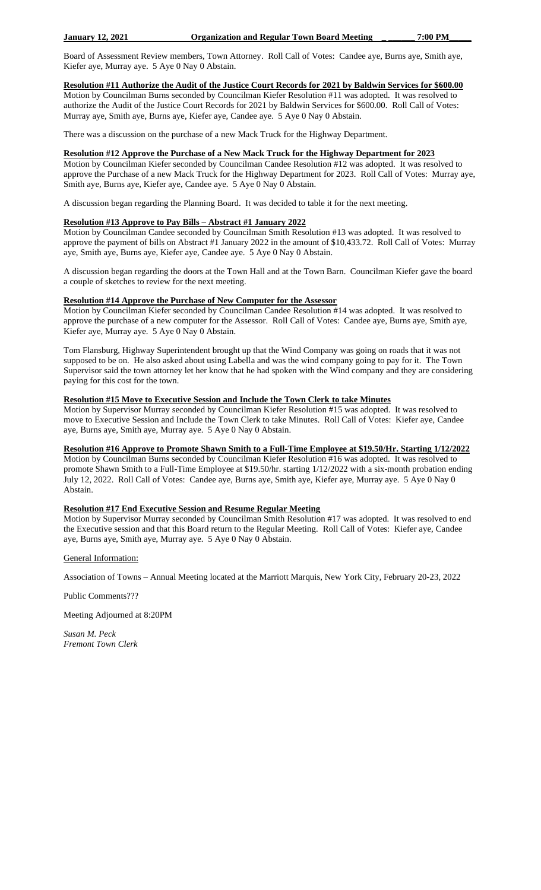Board of Assessment Review members, Town Attorney. Roll Call of Votes: Candee aye, Burns aye, Smith aye, Kiefer aye, Murray aye. 5 Aye 0 Nay 0 Abstain.

**Resolution #11 Authorize the Audit of the Justice Court Records for 2021 by Baldwin Services for $600.00**

Motion by Councilman Burns seconded by Councilman Kiefer Resolution #11 was adopted. It was resolved to authorize the Audit of the Justice Court Records for 2021 by Baldwin Services for $600.00. Roll Call of Votes: Murray aye, Smith aye, Burns aye, Kiefer aye, Candee aye. 5 Aye 0 Nay 0 Abstain.

There was a discussion on the purchase of a new Mack Truck for the Highway Department.

**Resolution #12 Approve the Purchase of a New Mack Truck for the Highway Department for 2023**

Motion by Councilman Kiefer seconded by Councilman Candee Resolution #12 was adopted. It was resolved to approve the Purchase of a new Mack Truck for the Highway Department for 2023. Roll Call of Votes: Murray aye, Smith aye, Burns aye, Kiefer aye, Candee aye. 5 Aye 0 Nay 0 Abstain.

A discussion began regarding the Planning Board. It was decided to table it for the next meeting.

**Resolution #13 Approve to Pay Bills – Abstract #1 January 2022**

Motion by Councilman Candee seconded by Councilman Smith Resolution #13 was adopted. It was resolved to approve the payment of bills on Abstract #1 January 2022 in the amount of $10,433.72. Roll Call of Votes: Murray aye, Smith aye, Burns aye, Kiefer aye, Candee aye. 5 Aye 0 Nay 0 Abstain.

A discussion began regarding the doors at the Town Hall and at the Town Barn. Councilman Kiefer gave the board a couple of sketches to review for the next meeting.

**Resolution #14 Approve the Purchase of New Computer for the Assessor**

Motion by Councilman Kiefer seconded by Councilman Candee Resolution #14 was adopted. It was resolved to approve the purchase of a new computer for the Assessor. Roll Call of Votes: Candee aye, Burns aye, Smith aye, Kiefer aye, Murray aye. 5 Aye 0 Nay 0 Abstain.

Tom Flansburg, Highway Superintendent brought up that the Wind Company was going on roads that it was not supposed to be on. He also asked about using Labella and was the wind company going to pay for it. The Town Supervisor said the town attorney let her know that he had spoken with the Wind company and they are considering paying for this cost for the town.

**Resolution #15 Move to Executive Session and Include the Town Clerk to take Minutes**

Motion by Supervisor Murray seconded by Councilman Kiefer Resolution #15 was adopted. It was resolved to move to Executive Session and Include the Town Clerk to take Minutes. Roll Call of Votes: Kiefer aye, Candee aye, Burns aye, Smith aye, Murray aye. 5 Aye 0 Nay 0 Abstain.

**Resolution #16 Approve to Promote Shawn Smith to a Full-Time Employee at $19.50/Hr. Starting 1/12/2022**

Motion by Councilman Burns seconded by Councilman Kiefer Resolution #16 was adopted. It was resolved to promote Shawn Smith to a Full-Time Employee at $19.50/hr. starting 1/12/2022 with a six-month probation ending July 12, 2022. Roll Call of Votes: Candee aye, Burns aye, Smith aye, Kiefer aye, Murray aye. 5 Aye 0 Nay 0 Abstain.

**Resolution #17 End Executive Session and Resume Regular Meeting**

Motion by Supervisor Murray seconded by Councilman Smith Resolution #17 was adopted. It was resolved to end the Executive session and that this Board return to the Regular Meeting. Roll Call of Votes: Kiefer aye, Candee aye, Burns aye, Smith aye, Murray aye. 5 Aye 0 Nay 0 Abstain.

General Information:

Association of Towns – Annual Meeting located at the Marriott Marquis, New York City, February 20-23, 2022

Public Comments???

Meeting Adjourned at 8:20PM

*Susan M. Peck*
*Fremont Town Clerk*